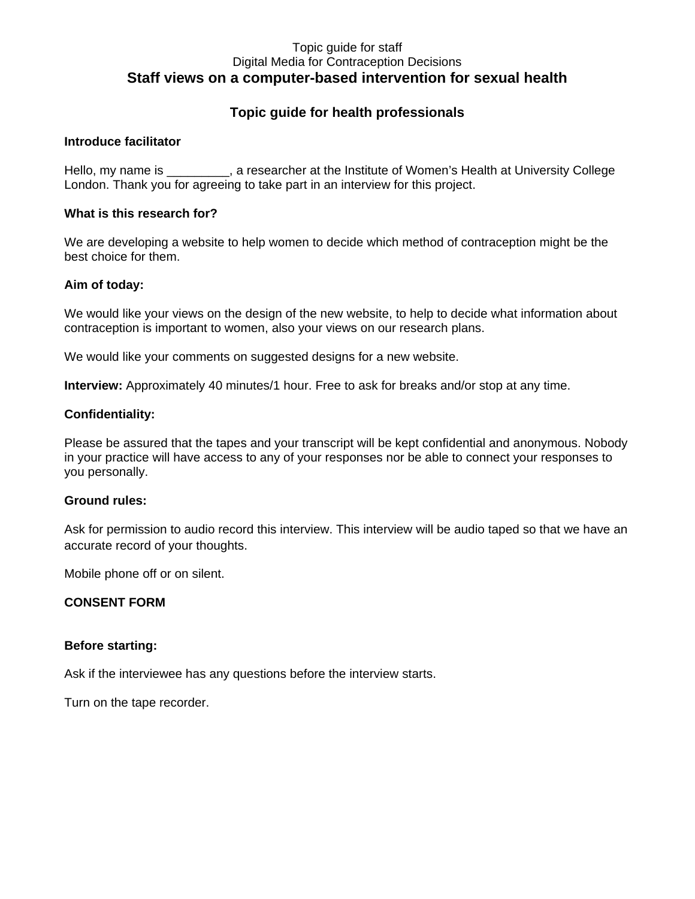Topic guide for staff

Digital Media for Contraception Decisions

# Staff views on a computer-based intervention for sexual health

## Topic guide for health professionals

**Introduce facilitator**

Hello, my name is _________, a researcher at the Institute of Women's Health at University College London. Thank you for agreeing to take part in an interview for this project.

**What is this research for?**

We are developing a website to help women to decide which method of contraception might be the best choice for them.

**Aim of today:**

We would like your views on the design of the new website, to help to decide what information about contraception is important to women, also your views on our research plans.

We would like your comments on suggested designs for a new website.

**Interview:** Approximately 40 minutes/1 hour. Free to ask for breaks and/or stop at any time.

**Confidentiality:**

Please be assured that the tapes and your transcript will be kept confidential and anonymous. Nobody in your practice will have access to any of your responses nor be able to connect your responses to you personally.

**Ground rules:**

Ask for permission to audio record this interview. This interview will be audio taped so that we have an accurate record of your thoughts.

Mobile phone off or on silent.

**CONSENT FORM**

**Before starting:**

Ask if the interviewee has any questions before the interview starts.

Turn on the tape recorder.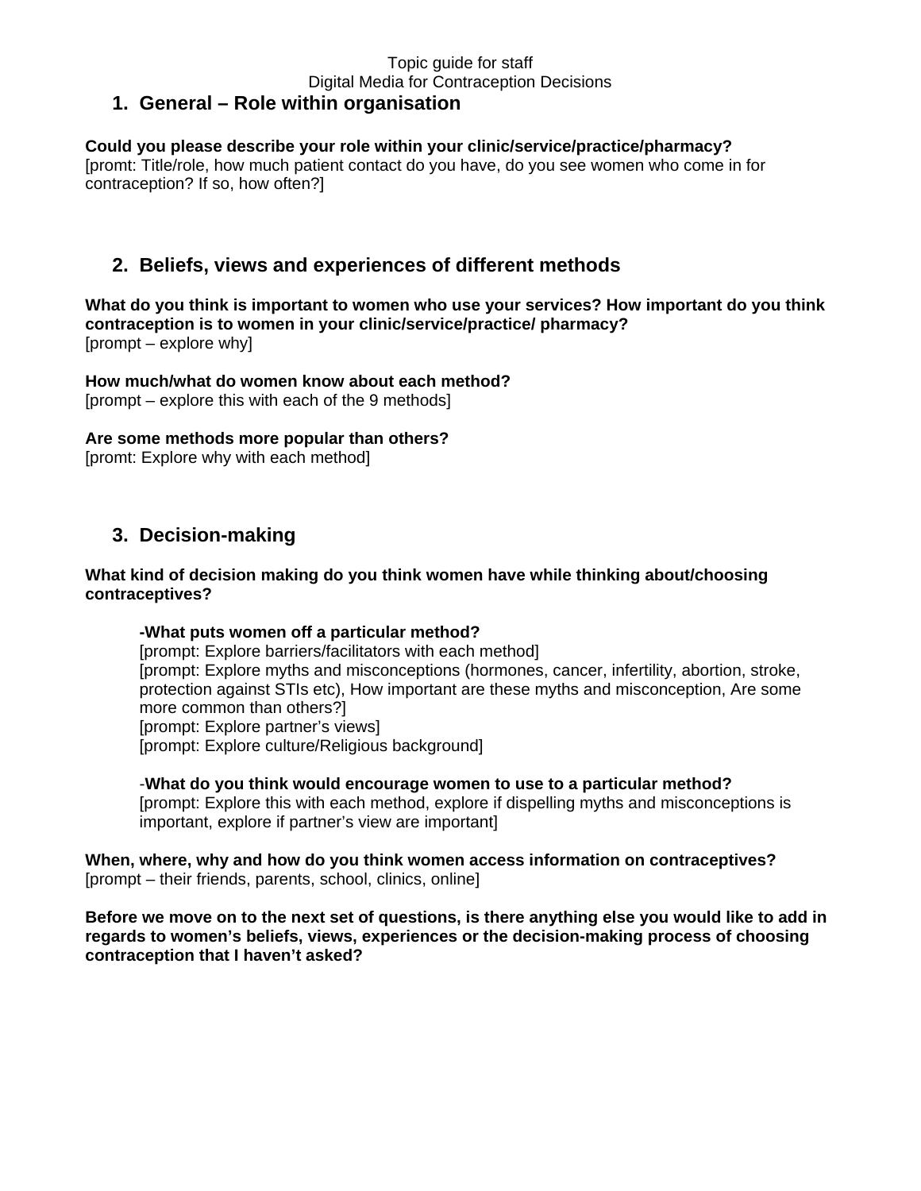Topic guide for staff
Digital Media for Contraception Decisions

## 1. General – Role within organisation

**Could you please describe your role within your clinic/service/practice/pharmacy?**
[promt: Title/role, how much patient contact do you have, do you see women who come in for contraception? If so, how often?]

## 2. Beliefs, views and experiences of different methods

**What do you think is important to women who use your services? How important do you think contraception is to women in your clinic/service/practice/ pharmacy?**
[prompt – explore why]

**How much/what do women know about each method?**
[prompt – explore this with each of the 9 methods]

**Are some methods more popular than others?**
[promt: Explore why with each method]

## 3. Decision-making

**What kind of decision making do you think women have while thinking about/choosing contraceptives?**

> **-What puts women off a particular method?**
> [prompt: Explore barriers/facilitators with each method]
> [prompt: Explore myths and misconceptions (hormones, cancer, infertility, abortion, stroke, protection against STIs etc), How important are these myths and misconception, Are some more common than others?]
> [prompt: Explore partner's views]
> [prompt: Explore culture/Religious background]
>
> -**What do you think would encourage women to use to a particular method?**
> [prompt: Explore this with each method, explore if dispelling myths and misconceptions is important, explore if partner's view are important]

**When, where, why and how do you think women access information on contraceptives?**
[prompt – their friends, parents, school, clinics, online]

**Before we move on to the next set of questions, is there anything else you would like to add in regards to women's beliefs, views, experiences or the decision-making process of choosing contraception that I haven't asked?**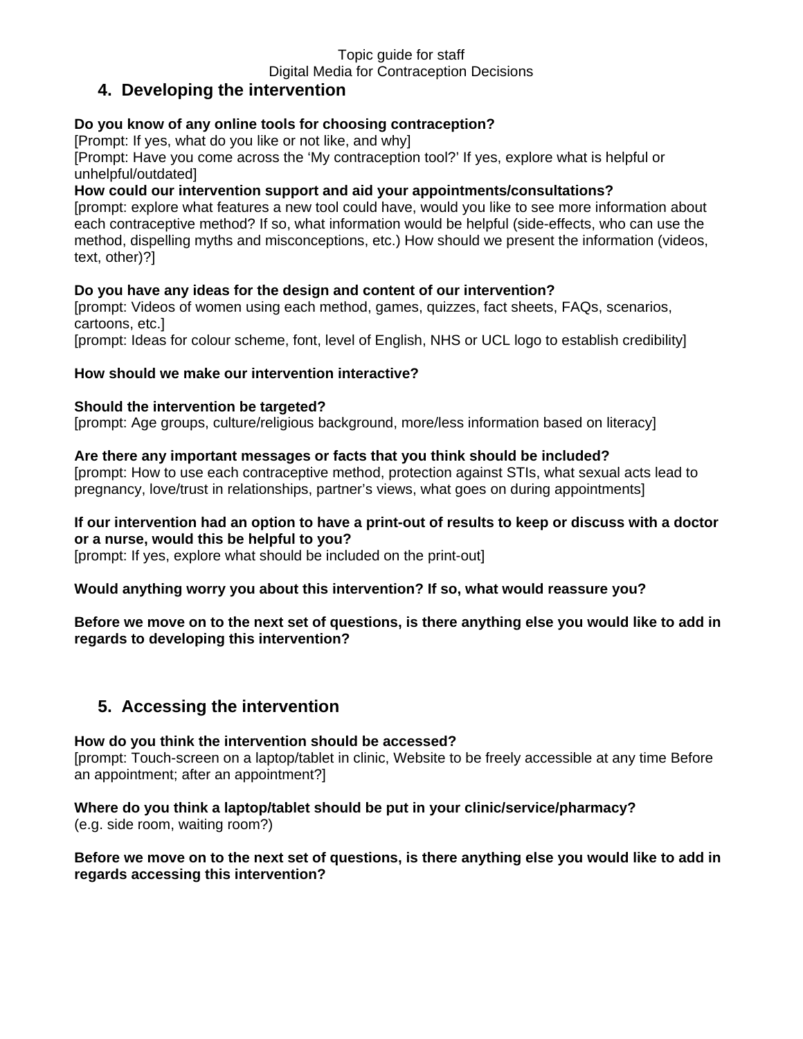## 4. Developing the intervention

**Do you know of any online tools for choosing contraception?**
[Prompt: If yes, what do you like or not like, and why]
[Prompt: Have you come across the 'My contraception tool?' If yes, explore what is helpful or unhelpful/outdated]

**How could our intervention support and aid your appointments/consultations?**
[prompt: explore what features a new tool could have, would you like to see more information about each contraceptive method? If so, what information would be helpful (side-effects, who can use the method, dispelling myths and misconceptions, etc.) How should we present the information (videos, text, other)?]

**Do you have any ideas for the design and content of our intervention?**
[prompt: Videos of women using each method, games, quizzes, fact sheets, FAQs, scenarios, cartoons, etc.]
[prompt: Ideas for colour scheme, font, level of English, NHS or UCL logo to establish credibility]

**How should we make our intervention interactive?**

**Should the intervention be targeted?**
[prompt: Age groups, culture/religious background, more/less information based on literacy]

**Are there any important messages or facts that you think should be included?**
[prompt: How to use each contraceptive method, protection against STIs, what sexual acts lead to pregnancy, love/trust in relationships, partner's views, what goes on during appointments]

**If our intervention had an option to have a print-out of results to keep or discuss with a doctor or a nurse, would this be helpful to you?**
[prompt: If yes, explore what should be included on the print-out]

**Would anything worry you about this intervention? If so, what would reassure you?**

**Before we move on to the next set of questions, is there anything else you would like to add in regards to developing this intervention?**

## 5. Accessing the intervention

**How do you think the intervention should be accessed?**
[prompt: Touch-screen on a laptop/tablet in clinic, Website to be freely accessible at any time Before an appointment; after an appointment?]

**Where do you think a laptop/tablet should be put in your clinic/service/pharmacy?**
(e.g. side room, waiting room?)

**Before we move on to the next set of questions, is there anything else you would like to add in regards accessing this intervention?**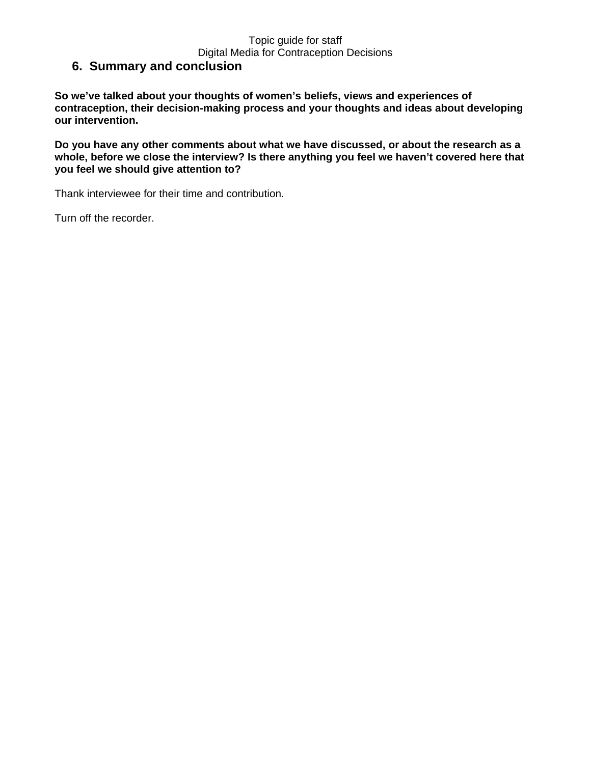## 6. Summary and conclusion

**So we've talked about your thoughts of women's beliefs, views and experiences of contraception, their decision-making process and your thoughts and ideas about developing our intervention.**

**Do you have any other comments about what we have discussed, or about the research as a whole, before we close the interview? Is there anything you feel we haven't covered here that you feel we should give attention to?**

Thank interviewee for their time and contribution.

Turn off the recorder.